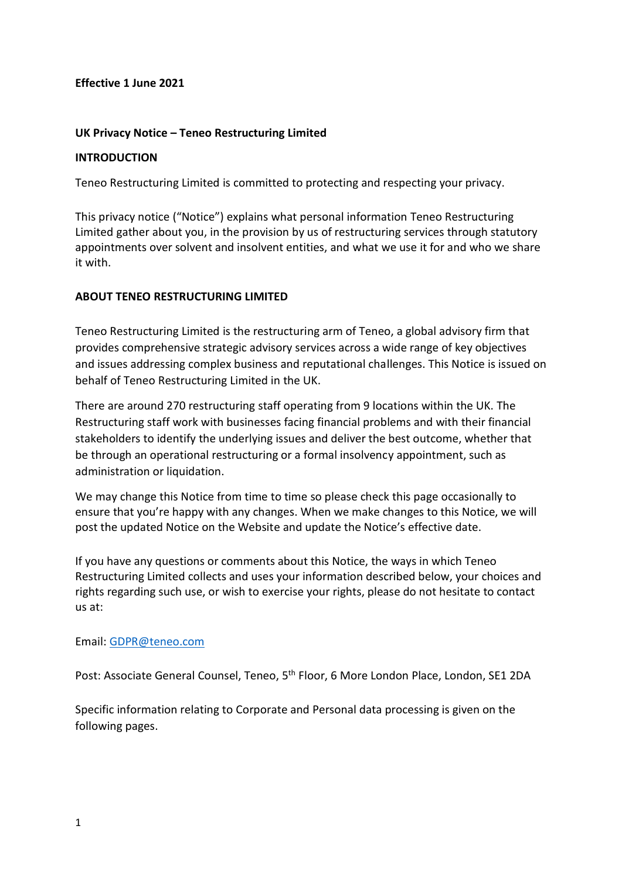**Effective 1 June 2021**

## UK Privacy Notice – Teneo Restructuring Limited

### INTRODUCTION

Teneo Restructuring Limited is committed to protecting and respecting your privacy.

This privacy notice ("Notice") explains what personal information Teneo Restructuring Limited gather about you, in the provision by us of restructuring services through statutory appointments over solvent and insolvent entities, and what we use it for and who we share it with.

### ABOUT TENEO RESTRUCTURING LIMITED

Teneo Restructuring Limited is the restructuring arm of Teneo, a global advisory firm that provides comprehensive strategic advisory services across a wide range of key objectives and issues addressing complex business and reputational challenges. This Notice is issued on behalf of Teneo Restructuring Limited in the UK.

There are around 270 restructuring staff operating from 9 locations within the UK. The Restructuring staff work with businesses facing financial problems and with their financial stakeholders to identify the underlying issues and deliver the best outcome, whether that be through an operational restructuring or a formal insolvency appointment, such as administration or liquidation.

We may change this Notice from time to time so please check this page occasionally to ensure that you're happy with any changes. When we make changes to this Notice, we will post the updated Notice on the Website and update the Notice's effective date.

If you have any questions or comments about this Notice, the ways in which Teneo Restructuring Limited collects and uses your information described below, your choices and rights regarding such use, or wish to exercise your rights, please do not hesitate to contact us at:

Email: GDPR@teneo.com

Post: Associate General Counsel, Teneo, 5th Floor, 6 More London Place, London, SE1 2DA

Specific information relating to Corporate and Personal data processing is given on the following pages.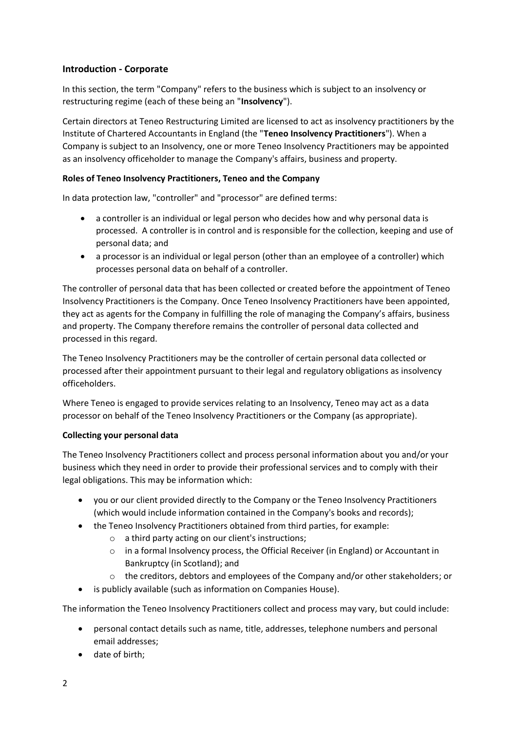## Introduction - Corporate

In this section, the term "Company" refers to the business which is subject to an insolvency or restructuring regime (each of these being an "**Insolvency**").

Certain directors at Teneo Restructuring Limited are licensed to act as insolvency practitioners by the Institute of Chartered Accountants in England (the "**Teneo Insolvency Practitioners**"). When a Company is subject to an Insolvency, one or more Teneo Insolvency Practitioners may be appointed as an insolvency officeholder to manage the Company's affairs, business and property.

### Roles of Teneo Insolvency Practitioners, Teneo and the Company

In data protection law, "controller" and "processor" are defined terms:

- a controller is an individual or legal person who decides how and why personal data is processed. A controller is in control and is responsible for the collection, keeping and use of personal data; and
- a processor is an individual or legal person (other than an employee of a controller) which processes personal data on behalf of a controller.

The controller of personal data that has been collected or created before the appointment of Teneo Insolvency Practitioners is the Company. Once Teneo Insolvency Practitioners have been appointed, they act as agents for the Company in fulfilling the role of managing the Company's affairs, business and property. The Company therefore remains the controller of personal data collected and processed in this regard.

The Teneo Insolvency Practitioners may be the controller of certain personal data collected or processed after their appointment pursuant to their legal and regulatory obligations as insolvency officeholders.

Where Teneo is engaged to provide services relating to an Insolvency, Teneo may act as a data processor on behalf of the Teneo Insolvency Practitioners or the Company (as appropriate).

### Collecting your personal data

The Teneo Insolvency Practitioners collect and process personal information about you and/or your business which they need in order to provide their professional services and to comply with their legal obligations. This may be information which:

- you or our client provided directly to the Company or the Teneo Insolvency Practitioners (which would include information contained in the Company's books and records);
- the Teneo Insolvency Practitioners obtained from third parties, for example:
  - a third party acting on our client's instructions;
  - in a formal Insolvency process, the Official Receiver (in England) or Accountant in Bankruptcy (in Scotland); and
  - the creditors, debtors and employees of the Company and/or other stakeholders; or
- is publicly available (such as information on Companies House).

The information the Teneo Insolvency Practitioners collect and process may vary, but could include:

- personal contact details such as name, title, addresses, telephone numbers and personal email addresses;
- date of birth;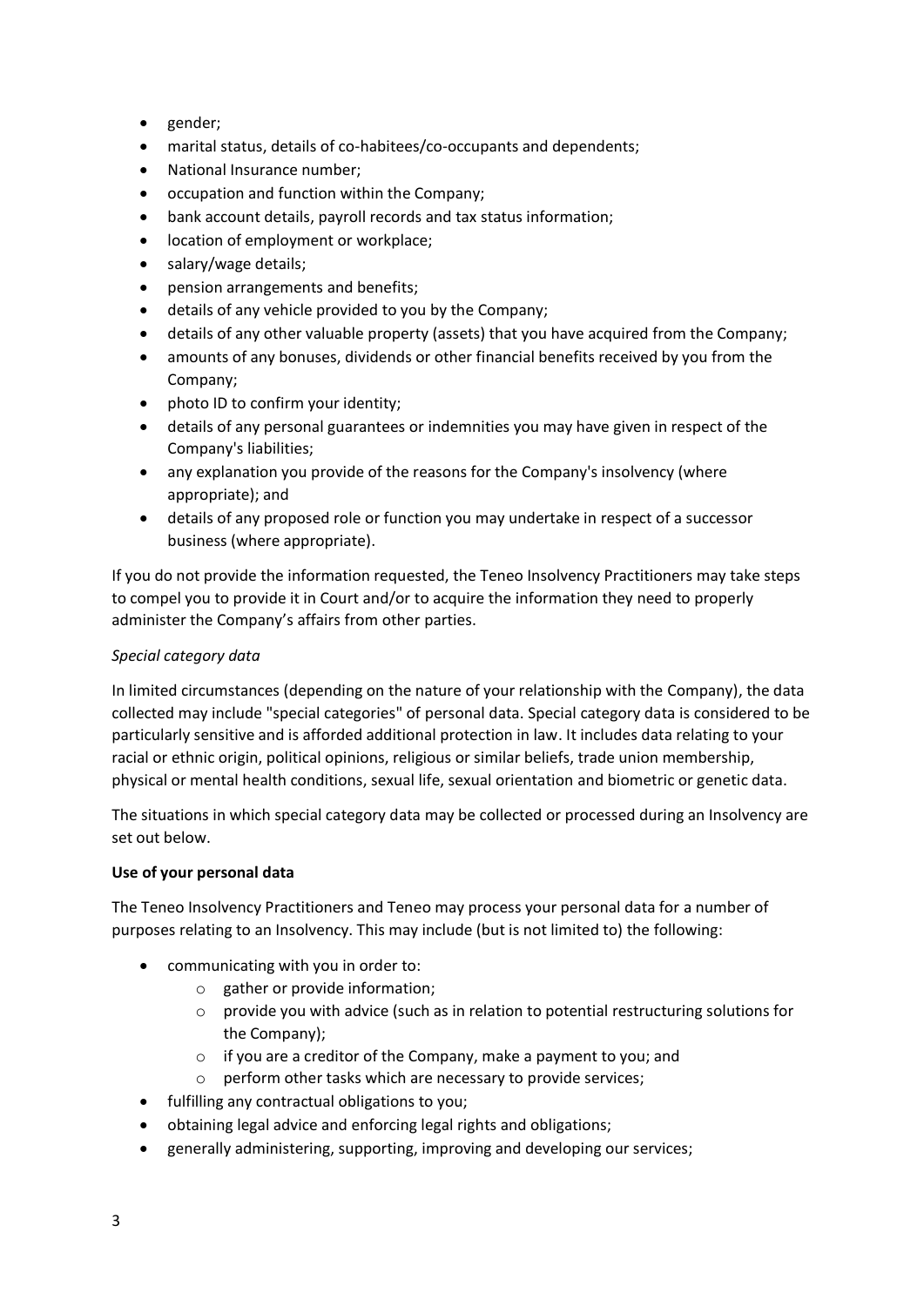- gender;
- marital status, details of co-habitees/co-occupants and dependents;
- National Insurance number;
- occupation and function within the Company;
- bank account details, payroll records and tax status information;
- location of employment or workplace;
- salary/wage details;
- pension arrangements and benefits;
- details of any vehicle provided to you by the Company;
- details of any other valuable property (assets) that you have acquired from the Company;
- amounts of any bonuses, dividends or other financial benefits received by you from the Company;
- photo ID to confirm your identity;
- details of any personal guarantees or indemnities you may have given in respect of the Company's liabilities;
- any explanation you provide of the reasons for the Company's insolvency (where appropriate); and
- details of any proposed role or function you may undertake in respect of a successor business (where appropriate).

If you do not provide the information requested, the Teneo Insolvency Practitioners may take steps to compel you to provide it in Court and/or to acquire the information they need to properly administer the Company's affairs from other parties.

*Special category data*

In limited circumstances (depending on the nature of your relationship with the Company), the data collected may include "special categories" of personal data. Special category data is considered to be particularly sensitive and is afforded additional protection in law. It includes data relating to your racial or ethnic origin, political opinions, religious or similar beliefs, trade union membership, physical or mental health conditions, sexual life, sexual orientation and biometric or genetic data.

The situations in which special category data may be collected or processed during an Insolvency are set out below.

**Use of your personal data**

The Teneo Insolvency Practitioners and Teneo may process your personal data for a number of purposes relating to an Insolvency. This may include (but is not limited to) the following:

- communicating with you in order to:
  - gather or provide information;
  - provide you with advice (such as in relation to potential restructuring solutions for the Company);
  - if you are a creditor of the Company, make a payment to you; and
  - perform other tasks which are necessary to provide services;
- fulfilling any contractual obligations to you;
- obtaining legal advice and enforcing legal rights and obligations;
- generally administering, supporting, improving and developing our services;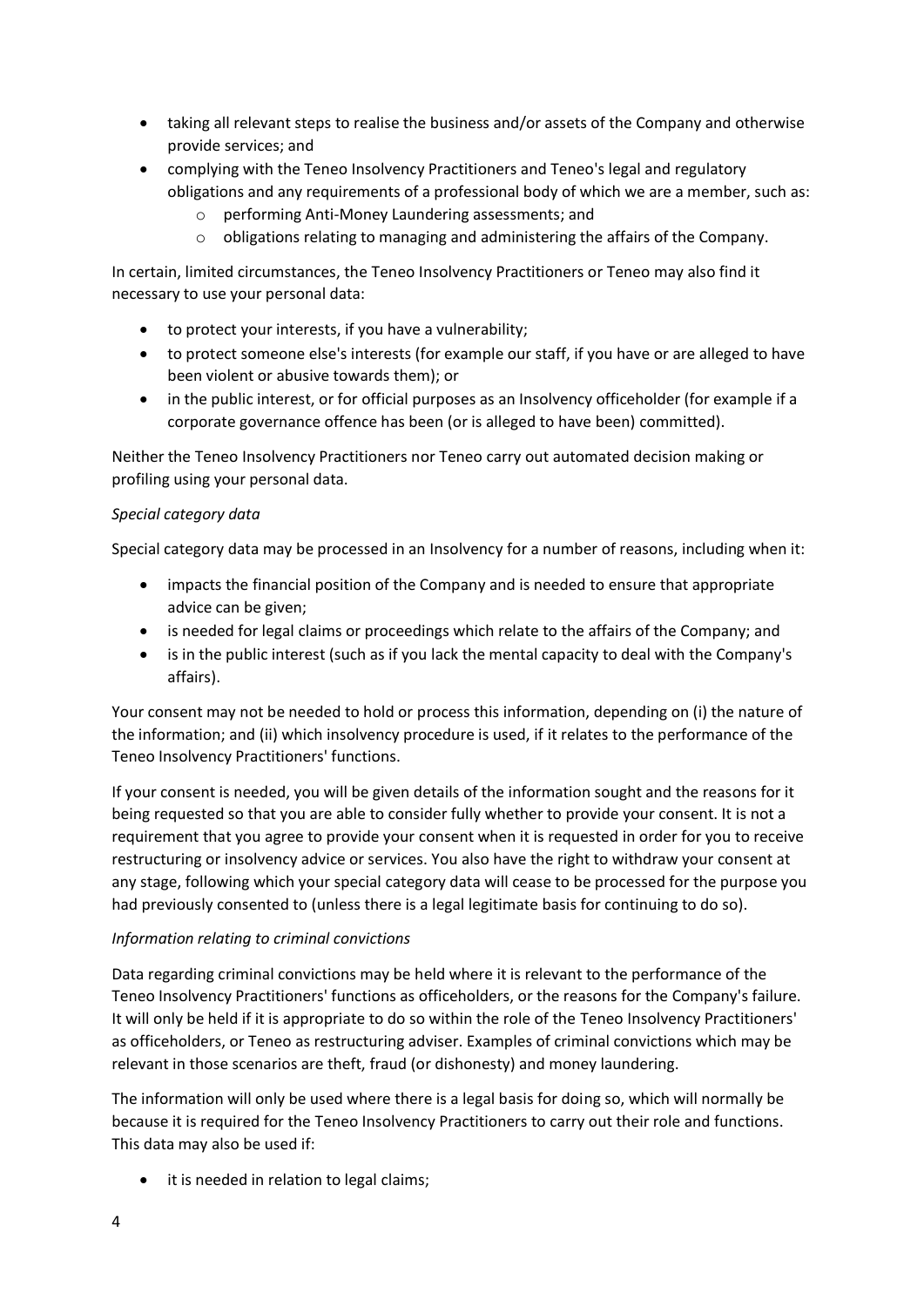- taking all relevant steps to realise the business and/or assets of the Company and otherwise provide services; and
- complying with the Teneo Insolvency Practitioners and Teneo's legal and regulatory obligations and any requirements of a professional body of which we are a member, such as:
  - performing Anti-Money Laundering assessments; and
  - obligations relating to managing and administering the affairs of the Company.

In certain, limited circumstances, the Teneo Insolvency Practitioners or Teneo may also find it necessary to use your personal data:

- to protect your interests, if you have a vulnerability;
- to protect someone else's interests (for example our staff, if you have or are alleged to have been violent or abusive towards them); or
- in the public interest, or for official purposes as an Insolvency officeholder (for example if a corporate governance offence has been (or is alleged to have been) committed).

Neither the Teneo Insolvency Practitioners nor Teneo carry out automated decision making or profiling using your personal data.

*Special category data*

Special category data may be processed in an Insolvency for a number of reasons, including when it:

- impacts the financial position of the Company and is needed to ensure that appropriate advice can be given;
- is needed for legal claims or proceedings which relate to the affairs of the Company; and
- is in the public interest (such as if you lack the mental capacity to deal with the Company's affairs).

Your consent may not be needed to hold or process this information, depending on (i) the nature of the information; and (ii) which insolvency procedure is used, if it relates to the performance of the Teneo Insolvency Practitioners' functions.

If your consent is needed, you will be given details of the information sought and the reasons for it being requested so that you are able to consider fully whether to provide your consent. It is not a requirement that you agree to provide your consent when it is requested in order for you to receive restructuring or insolvency advice or services. You also have the right to withdraw your consent at any stage, following which your special category data will cease to be processed for the purpose you had previously consented to (unless there is a legal legitimate basis for continuing to do so).

*Information relating to criminal convictions*

Data regarding criminal convictions may be held where it is relevant to the performance of the Teneo Insolvency Practitioners' functions as officeholders, or the reasons for the Company's failure. It will only be held if it is appropriate to do so within the role of the Teneo Insolvency Practitioners' as officeholders, or Teneo as restructuring adviser. Examples of criminal convictions which may be relevant in those scenarios are theft, fraud (or dishonesty) and money laundering.

The information will only be used where there is a legal basis for doing so, which will normally be because it is required for the Teneo Insolvency Practitioners to carry out their role and functions. This data may also be used if:

- it is needed in relation to legal claims;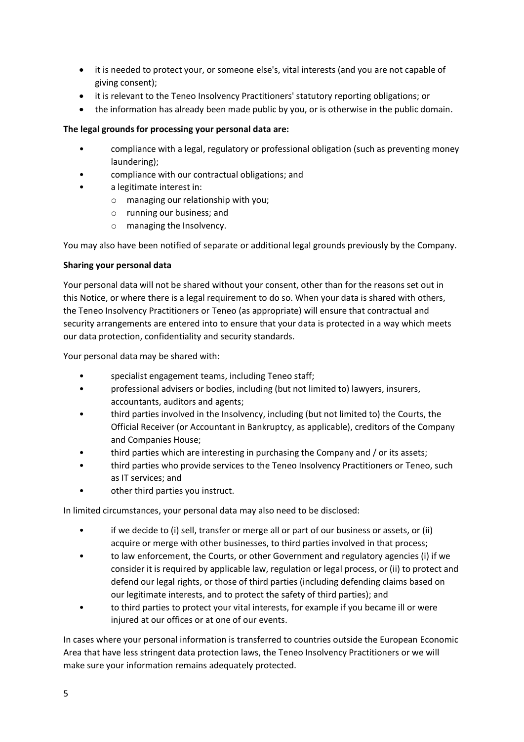- it is needed to protect your, or someone else's, vital interests (and you are not capable of giving consent);
- it is relevant to the Teneo Insolvency Practitioners' statutory reporting obligations; or
- the information has already been made public by you, or is otherwise in the public domain.

**The legal grounds for processing your personal data are:**

- compliance with a legal, regulatory or professional obligation (such as preventing money laundering);
- compliance with our contractual obligations; and
- a legitimate interest in:
  - managing our relationship with you;
  - running our business; and
  - managing the Insolvency.

You may also have been notified of separate or additional legal grounds previously by the Company.

**Sharing your personal data**

Your personal data will not be shared without your consent, other than for the reasons set out in this Notice, or where there is a legal requirement to do so. When your data is shared with others, the Teneo Insolvency Practitioners or Teneo (as appropriate) will ensure that contractual and security arrangements are entered into to ensure that your data is protected in a way which meets our data protection, confidentiality and security standards.

Your personal data may be shared with:

- specialist engagement teams, including Teneo staff;
- professional advisers or bodies, including (but not limited to) lawyers, insurers, accountants, auditors and agents;
- third parties involved in the Insolvency, including (but not limited to) the Courts, the Official Receiver (or Accountant in Bankruptcy, as applicable), creditors of the Company and Companies House;
- third parties which are interesting in purchasing the Company and / or its assets;
- third parties who provide services to the Teneo Insolvency Practitioners or Teneo, such as IT services; and
- other third parties you instruct.

In limited circumstances, your personal data may also need to be disclosed:

- if we decide to (i) sell, transfer or merge all or part of our business or assets, or (ii) acquire or merge with other businesses, to third parties involved in that process;
- to law enforcement, the Courts, or other Government and regulatory agencies (i) if we consider it is required by applicable law, regulation or legal process, or (ii) to protect and defend our legal rights, or those of third parties (including defending claims based on our legitimate interests, and to protect the safety of third parties); and
- to third parties to protect your vital interests, for example if you became ill or were injured at our offices or at one of our events.

In cases where your personal information is transferred to countries outside the European Economic Area that have less stringent data protection laws, the Teneo Insolvency Practitioners or we will make sure your information remains adequately protected.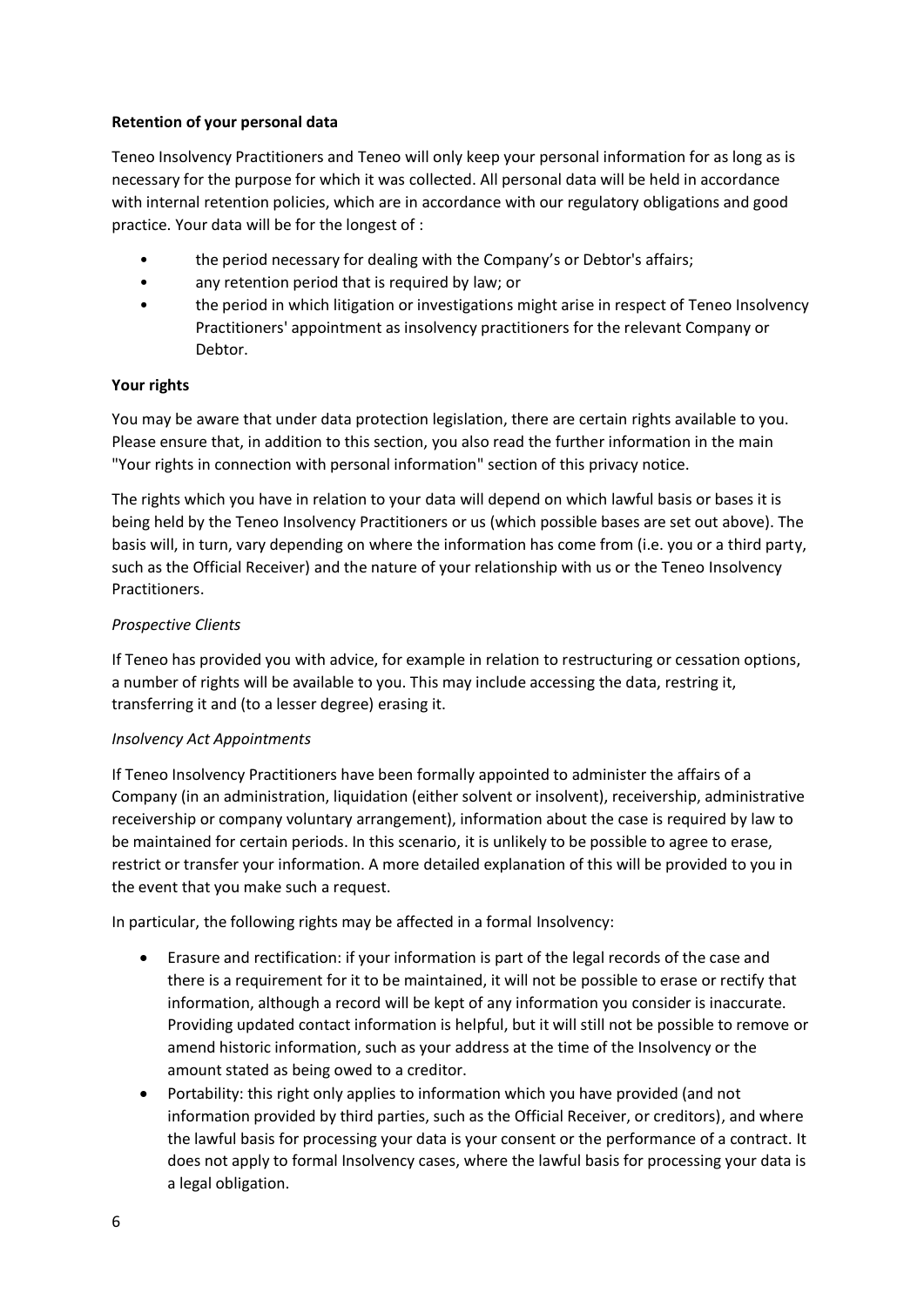**Retention of your personal data**

Teneo Insolvency Practitioners and Teneo will only keep your personal information for as long as is necessary for the purpose for which it was collected. All personal data will be held in accordance with internal retention policies, which are in accordance with our regulatory obligations and good practice. Your data will be for the longest of :

- the period necessary for dealing with the Company's or Debtor's affairs;
- any retention period that is required by law; or
- the period in which litigation or investigations might arise in respect of Teneo Insolvency Practitioners' appointment as insolvency practitioners for the relevant Company or Debtor.

**Your rights**

You may be aware that under data protection legislation, there are certain rights available to you. Please ensure that, in addition to this section, you also read the further information in the main "Your rights in connection with personal information" section of this privacy notice.

The rights which you have in relation to your data will depend on which lawful basis or bases it is being held by the Teneo Insolvency Practitioners or us (which possible bases are set out above). The basis will, in turn, vary depending on where the information has come from (i.e. you or a third party, such as the Official Receiver) and the nature of your relationship with us or the Teneo Insolvency Practitioners.

*Prospective Clients*

If Teneo has provided you with advice, for example in relation to restructuring or cessation options, a number of rights will be available to you. This may include accessing the data, restring it, transferring it and (to a lesser degree) erasing it.

*Insolvency Act Appointments*

If Teneo Insolvency Practitioners have been formally appointed to administer the affairs of a Company (in an administration, liquidation (either solvent or insolvent), receivership, administrative receivership or company voluntary arrangement), information about the case is required by law to be maintained for certain periods. In this scenario, it is unlikely to be possible to agree to erase, restrict or transfer your information. A more detailed explanation of this will be provided to you in the event that you make such a request.

In particular, the following rights may be affected in a formal Insolvency:

- Erasure and rectification: if your information is part of the legal records of the case and there is a requirement for it to be maintained, it will not be possible to erase or rectify that information, although a record will be kept of any information you consider is inaccurate. Providing updated contact information is helpful, but it will still not be possible to remove or amend historic information, such as your address at the time of the Insolvency or the amount stated as being owed to a creditor.
- Portability: this right only applies to information which you have provided (and not information provided by third parties, such as the Official Receiver, or creditors), and where the lawful basis for processing your data is your consent or the performance of a contract. It does not apply to formal Insolvency cases, where the lawful basis for processing your data is a legal obligation.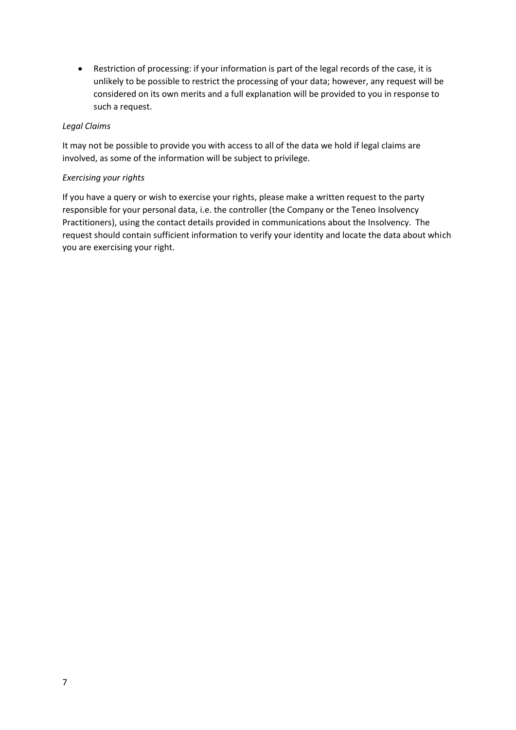- Restriction of processing: if your information is part of the legal records of the case, it is unlikely to be possible to restrict the processing of your data; however, any request will be considered on its own merits and a full explanation will be provided to you in response to such a request.

*Legal Claims*

It may not be possible to provide you with access to all of the data we hold if legal claims are involved, as some of the information will be subject to privilege.

*Exercising your rights*

If you have a query or wish to exercise your rights, please make a written request to the party responsible for your personal data, i.e. the controller (the Company or the Teneo Insolvency Practitioners), using the contact details provided in communications about the Insolvency. The request should contain sufficient information to verify your identity and locate the data about which you are exercising your right.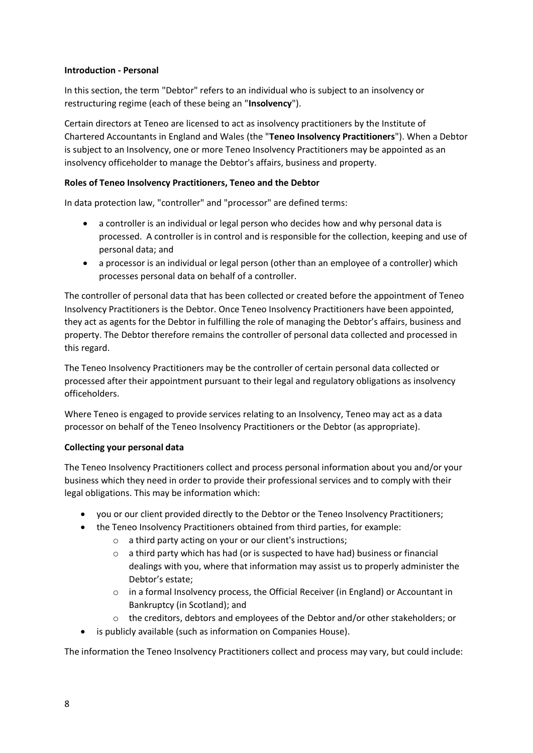**Introduction - Personal**

In this section, the term "Debtor" refers to an individual who is subject to an insolvency or restructuring regime (each of these being an "**Insolvency**").

Certain directors at Teneo are licensed to act as insolvency practitioners by the Institute of Chartered Accountants in England and Wales (the "**Teneo Insolvency Practitioners**"). When a Debtor is subject to an Insolvency, one or more Teneo Insolvency Practitioners may be appointed as an insolvency officeholder to manage the Debtor's affairs, business and property.

**Roles of Teneo Insolvency Practitioners, Teneo and the Debtor**

In data protection law, "controller" and "processor" are defined terms:

- a controller is an individual or legal person who decides how and why personal data is processed. A controller is in control and is responsible for the collection, keeping and use of personal data; and
- a processor is an individual or legal person (other than an employee of a controller) which processes personal data on behalf of a controller.

The controller of personal data that has been collected or created before the appointment of Teneo Insolvency Practitioners is the Debtor. Once Teneo Insolvency Practitioners have been appointed, they act as agents for the Debtor in fulfilling the role of managing the Debtor's affairs, business and property. The Debtor therefore remains the controller of personal data collected and processed in this regard.

The Teneo Insolvency Practitioners may be the controller of certain personal data collected or processed after their appointment pursuant to their legal and regulatory obligations as insolvency officeholders.

Where Teneo is engaged to provide services relating to an Insolvency, Teneo may act as a data processor on behalf of the Teneo Insolvency Practitioners or the Debtor (as appropriate).

**Collecting your personal data**

The Teneo Insolvency Practitioners collect and process personal information about you and/or your business which they need in order to provide their professional services and to comply with their legal obligations. This may be information which:

- you or our client provided directly to the Debtor or the Teneo Insolvency Practitioners;
- the Teneo Insolvency Practitioners obtained from third parties, for example:
  - a third party acting on your or our client's instructions;
  - a third party which has had (or is suspected to have had) business or financial dealings with you, where that information may assist us to properly administer the Debtor's estate;
  - in a formal Insolvency process, the Official Receiver (in England) or Accountant in Bankruptcy (in Scotland); and
  - the creditors, debtors and employees of the Debtor and/or other stakeholders; or
- is publicly available (such as information on Companies House).

The information the Teneo Insolvency Practitioners collect and process may vary, but could include: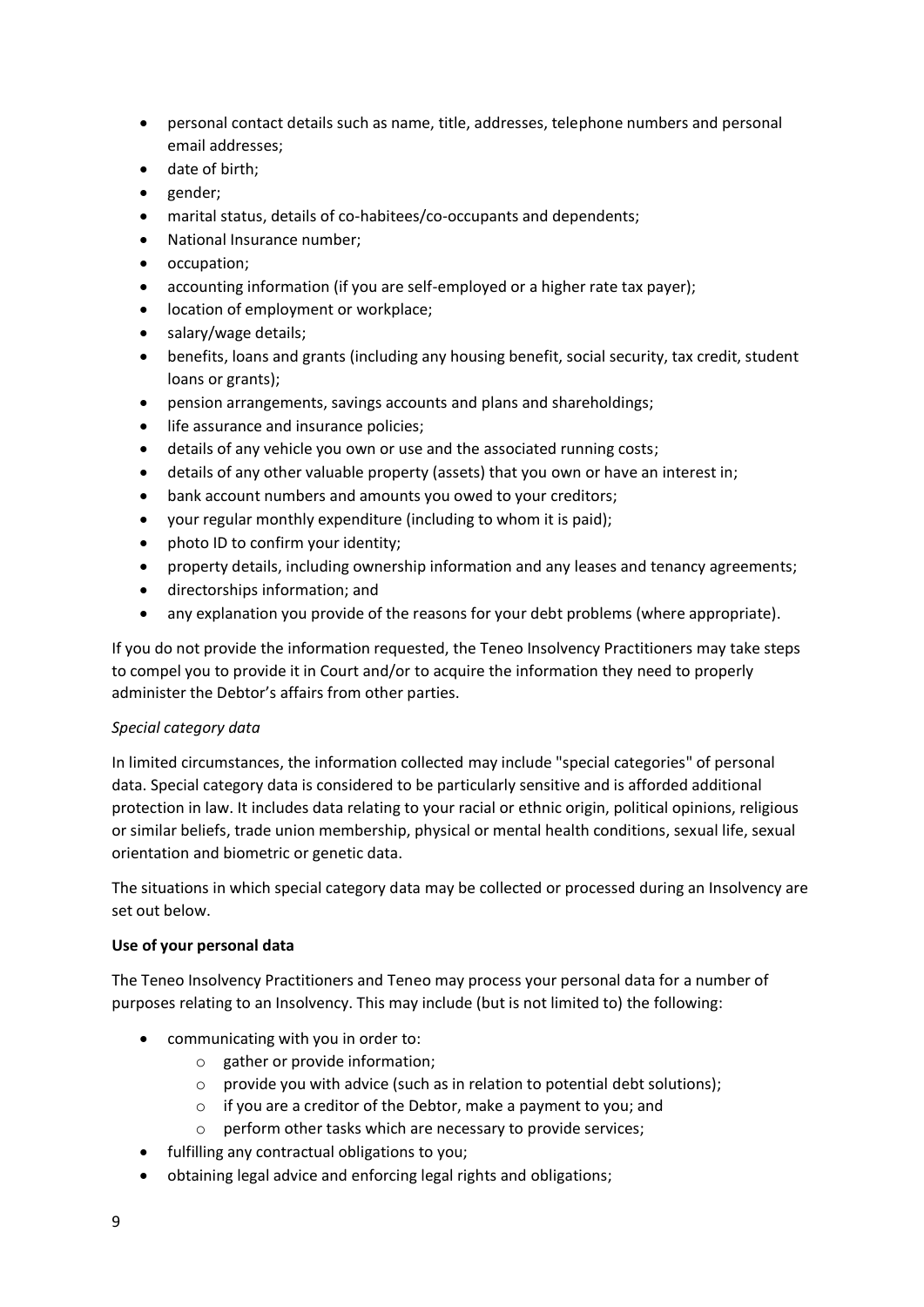- personal contact details such as name, title, addresses, telephone numbers and personal email addresses;
- date of birth;
- gender;
- marital status, details of co-habitees/co-occupants and dependents;
- National Insurance number;
- occupation;
- accounting information (if you are self-employed or a higher rate tax payer);
- location of employment or workplace;
- salary/wage details;
- benefits, loans and grants (including any housing benefit, social security, tax credit, student loans or grants);
- pension arrangements, savings accounts and plans and shareholdings;
- life assurance and insurance policies;
- details of any vehicle you own or use and the associated running costs;
- details of any other valuable property (assets) that you own or have an interest in;
- bank account numbers and amounts you owed to your creditors;
- your regular monthly expenditure (including to whom it is paid);
- photo ID to confirm your identity;
- property details, including ownership information and any leases and tenancy agreements;
- directorships information; and
- any explanation you provide of the reasons for your debt problems (where appropriate).

If you do not provide the information requested, the Teneo Insolvency Practitioners may take steps to compel you to provide it in Court and/or to acquire the information they need to properly administer the Debtor's affairs from other parties.

*Special category data*

In limited circumstances, the information collected may include "special categories" of personal data. Special category data is considered to be particularly sensitive and is afforded additional protection in law. It includes data relating to your racial or ethnic origin, political opinions, religious or similar beliefs, trade union membership, physical or mental health conditions, sexual life, sexual orientation and biometric or genetic data.

The situations in which special category data may be collected or processed during an Insolvency are set out below.

**Use of your personal data**

The Teneo Insolvency Practitioners and Teneo may process your personal data for a number of purposes relating to an Insolvency. This may include (but is not limited to) the following:

- communicating with you in order to:
  - gather or provide information;
  - provide you with advice (such as in relation to potential debt solutions);
  - if you are a creditor of the Debtor, make a payment to you; and
  - perform other tasks which are necessary to provide services;
- fulfilling any contractual obligations to you;
- obtaining legal advice and enforcing legal rights and obligations;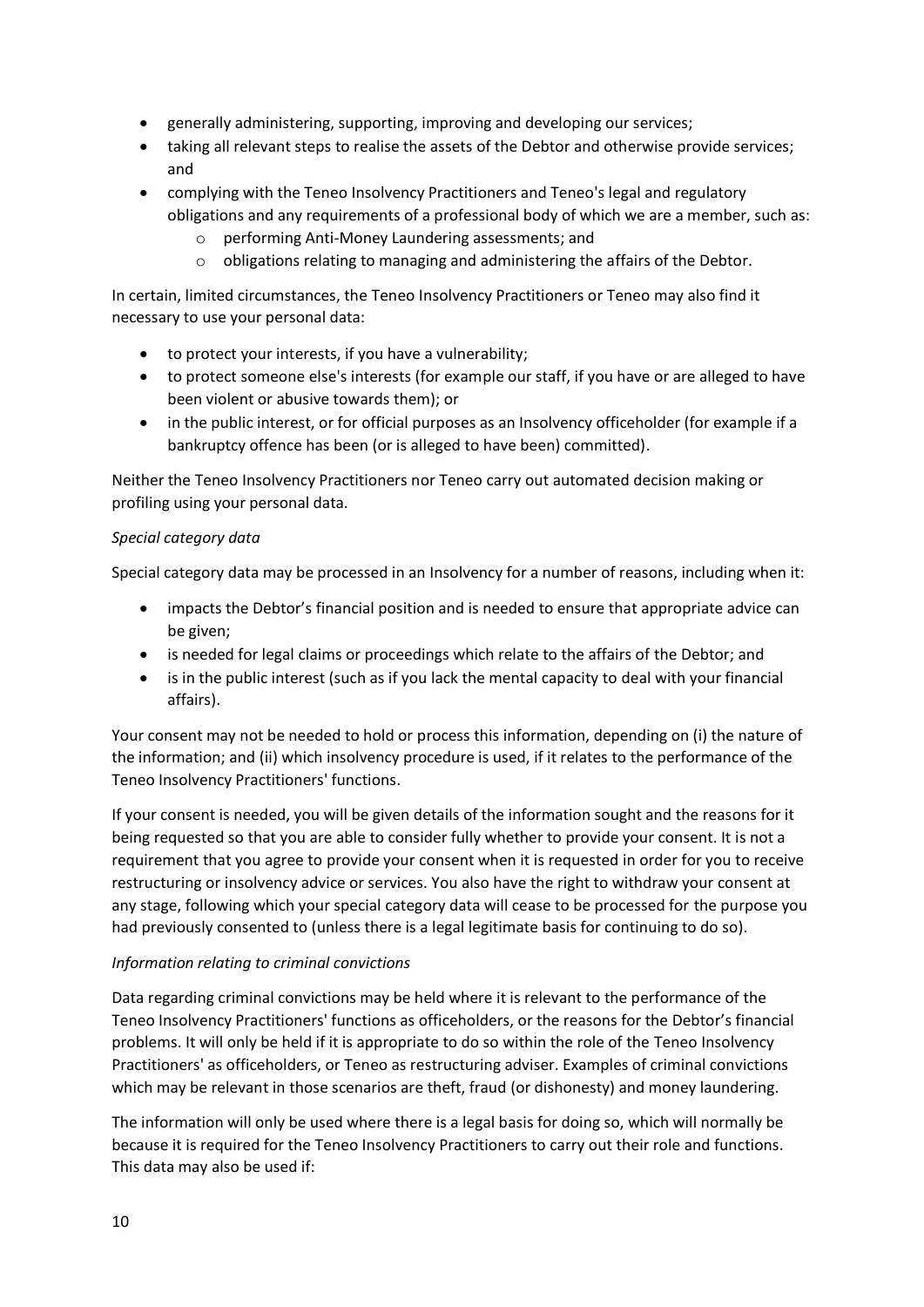- generally administering, supporting, improving and developing our services;
- taking all relevant steps to realise the assets of the Debtor and otherwise provide services; and
- complying with the Teneo Insolvency Practitioners and Teneo's legal and regulatory obligations and any requirements of a professional body of which we are a member, such as:
  - performing Anti-Money Laundering assessments; and
  - obligations relating to managing and administering the affairs of the Debtor.

In certain, limited circumstances, the Teneo Insolvency Practitioners or Teneo may also find it necessary to use your personal data:

- to protect your interests, if you have a vulnerability;
- to protect someone else's interests (for example our staff, if you have or are alleged to have been violent or abusive towards them); or
- in the public interest, or for official purposes as an Insolvency officeholder (for example if a bankruptcy offence has been (or is alleged to have been) committed).

Neither the Teneo Insolvency Practitioners nor Teneo carry out automated decision making or profiling using your personal data.

*Special category data*

Special category data may be processed in an Insolvency for a number of reasons, including when it:

- impacts the Debtor's financial position and is needed to ensure that appropriate advice can be given;
- is needed for legal claims or proceedings which relate to the affairs of the Debtor; and
- is in the public interest (such as if you lack the mental capacity to deal with your financial affairs).

Your consent may not be needed to hold or process this information, depending on (i) the nature of the information; and (ii) which insolvency procedure is used, if it relates to the performance of the Teneo Insolvency Practitioners' functions.

If your consent is needed, you will be given details of the information sought and the reasons for it being requested so that you are able to consider fully whether to provide your consent. It is not a requirement that you agree to provide your consent when it is requested in order for you to receive restructuring or insolvency advice or services. You also have the right to withdraw your consent at any stage, following which your special category data will cease to be processed for the purpose you had previously consented to (unless there is a legal legitimate basis for continuing to do so).

*Information relating to criminal convictions*

Data regarding criminal convictions may be held where it is relevant to the performance of the Teneo Insolvency Practitioners' functions as officeholders, or the reasons for the Debtor's financial problems. It will only be held if it is appropriate to do so within the role of the Teneo Insolvency Practitioners' as officeholders, or Teneo as restructuring adviser. Examples of criminal convictions which may be relevant in those scenarios are theft, fraud (or dishonesty) and money laundering.

The information will only be used where there is a legal basis for doing so, which will normally be because it is required for the Teneo Insolvency Practitioners to carry out their role and functions. This data may also be used if: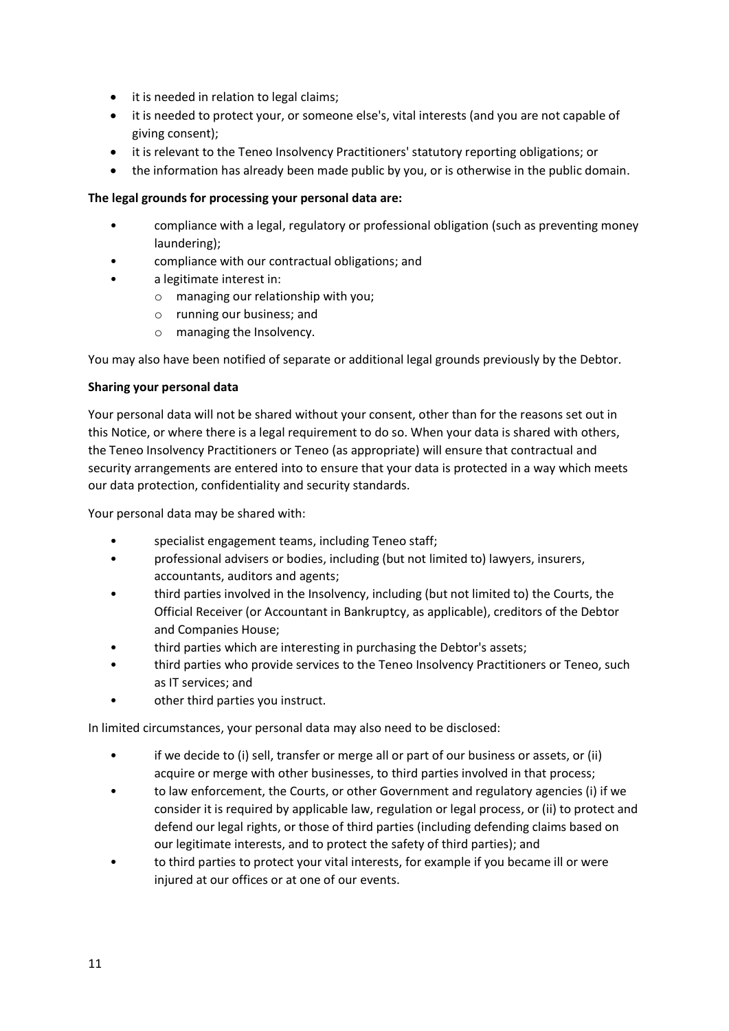- it is needed in relation to legal claims;
- it is needed to protect your, or someone else's, vital interests (and you are not capable of giving consent);
- it is relevant to the Teneo Insolvency Practitioners' statutory reporting obligations; or
- the information has already been made public by you, or is otherwise in the public domain.

**The legal grounds for processing your personal data are:**

- compliance with a legal, regulatory or professional obligation (such as preventing money laundering);
- compliance with our contractual obligations; and
- a legitimate interest in:
  - managing our relationship with you;
  - running our business; and
  - managing the Insolvency.

You may also have been notified of separate or additional legal grounds previously by the Debtor.

**Sharing your personal data**

Your personal data will not be shared without your consent, other than for the reasons set out in this Notice, or where there is a legal requirement to do so. When your data is shared with others, the Teneo Insolvency Practitioners or Teneo (as appropriate) will ensure that contractual and security arrangements are entered into to ensure that your data is protected in a way which meets our data protection, confidentiality and security standards.

Your personal data may be shared with:

- specialist engagement teams, including Teneo staff;
- professional advisers or bodies, including (but not limited to) lawyers, insurers, accountants, auditors and agents;
- third parties involved in the Insolvency, including (but not limited to) the Courts, the Official Receiver (or Accountant in Bankruptcy, as applicable), creditors of the Debtor and Companies House;
- third parties which are interesting in purchasing the Debtor's assets;
- third parties who provide services to the Teneo Insolvency Practitioners or Teneo, such as IT services; and
- other third parties you instruct.

In limited circumstances, your personal data may also need to be disclosed:

- if we decide to (i) sell, transfer or merge all or part of our business or assets, or (ii) acquire or merge with other businesses, to third parties involved in that process;
- to law enforcement, the Courts, or other Government and regulatory agencies (i) if we consider it is required by applicable law, regulation or legal process, or (ii) to protect and defend our legal rights, or those of third parties (including defending claims based on our legitimate interests, and to protect the safety of third parties); and
- to third parties to protect your vital interests, for example if you became ill or were injured at our offices or at one of our events.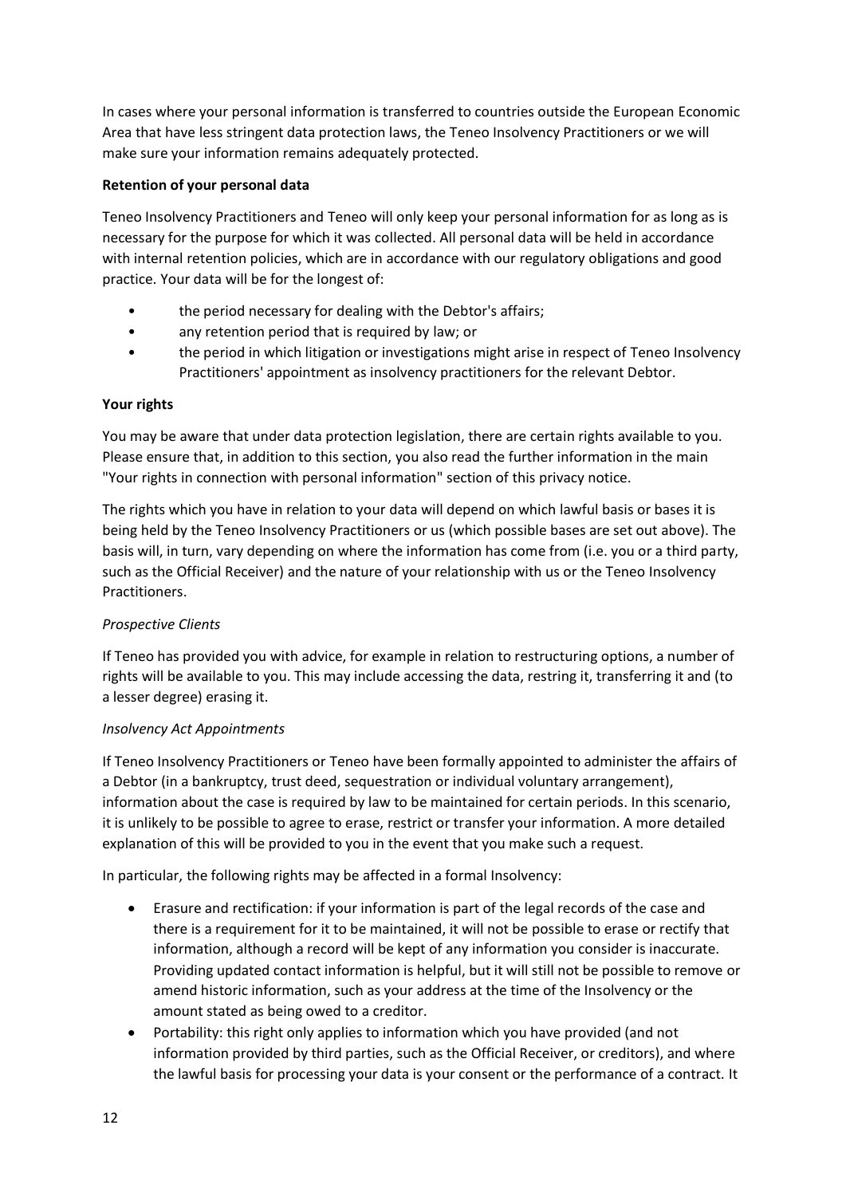In cases where your personal information is transferred to countries outside the European Economic Area that have less stringent data protection laws, the Teneo Insolvency Practitioners or we will make sure your information remains adequately protected.

**Retention of your personal data**

Teneo Insolvency Practitioners and Teneo will only keep your personal information for as long as is necessary for the purpose for which it was collected. All personal data will be held in accordance with internal retention policies, which are in accordance with our regulatory obligations and good practice. Your data will be for the longest of:

- the period necessary for dealing with the Debtor's affairs;
- any retention period that is required by law; or
- the period in which litigation or investigations might arise in respect of Teneo Insolvency Practitioners' appointment as insolvency practitioners for the relevant Debtor.

**Your rights**

You may be aware that under data protection legislation, there are certain rights available to you. Please ensure that, in addition to this section, you also read the further information in the main "Your rights in connection with personal information" section of this privacy notice.

The rights which you have in relation to your data will depend on which lawful basis or bases it is being held by the Teneo Insolvency Practitioners or us (which possible bases are set out above). The basis will, in turn, vary depending on where the information has come from (i.e. you or a third party, such as the Official Receiver) and the nature of your relationship with us or the Teneo Insolvency Practitioners.

*Prospective Clients*

If Teneo has provided you with advice, for example in relation to restructuring options, a number of rights will be available to you. This may include accessing the data, restring it, transferring it and (to a lesser degree) erasing it.

*Insolvency Act Appointments*

If Teneo Insolvency Practitioners or Teneo have been formally appointed to administer the affairs of a Debtor (in a bankruptcy, trust deed, sequestration or individual voluntary arrangement), information about the case is required by law to be maintained for certain periods. In this scenario, it is unlikely to be possible to agree to erase, restrict or transfer your information. A more detailed explanation of this will be provided to you in the event that you make such a request.

In particular, the following rights may be affected in a formal Insolvency:

- Erasure and rectification: if your information is part of the legal records of the case and there is a requirement for it to be maintained, it will not be possible to erase or rectify that information, although a record will be kept of any information you consider is inaccurate. Providing updated contact information is helpful, but it will still not be possible to remove or amend historic information, such as your address at the time of the Insolvency or the amount stated as being owed to a creditor.
- Portability: this right only applies to information which you have provided (and not information provided by third parties, such as the Official Receiver, or creditors), and where the lawful basis for processing your data is your consent or the performance of a contract. It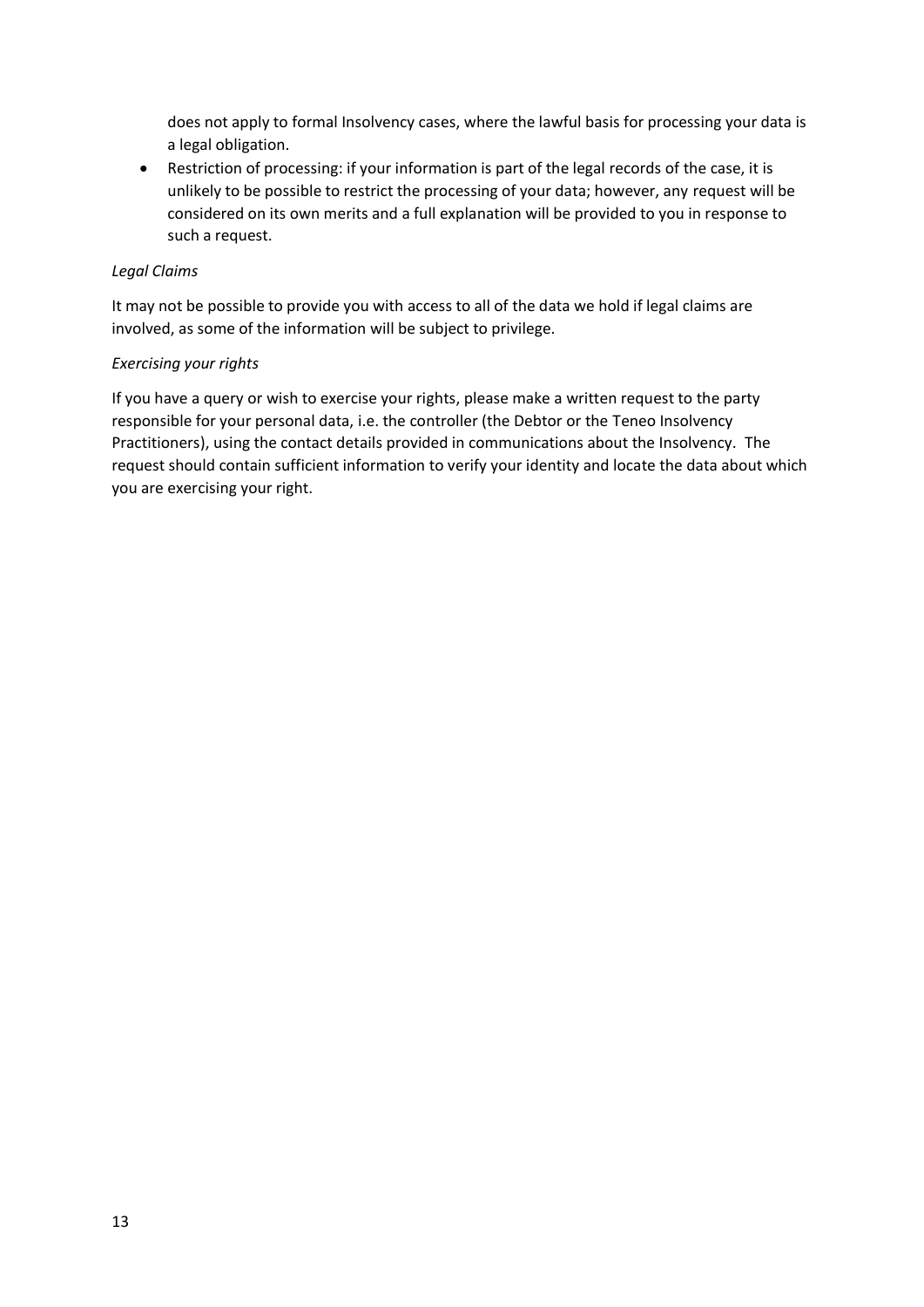does not apply to formal Insolvency cases, where the lawful basis for processing your data is a legal obligation.

- Restriction of processing: if your information is part of the legal records of the case, it is unlikely to be possible to restrict the processing of your data; however, any request will be considered on its own merits and a full explanation will be provided to you in response to such a request.

*Legal Claims*

It may not be possible to provide you with access to all of the data we hold if legal claims are involved, as some of the information will be subject to privilege.

*Exercising your rights*

If you have a query or wish to exercise your rights, please make a written request to the party responsible for your personal data, i.e. the controller (the Debtor or the Teneo Insolvency Practitioners), using the contact details provided in communications about the Insolvency. The request should contain sufficient information to verify your identity and locate the data about which you are exercising your right.